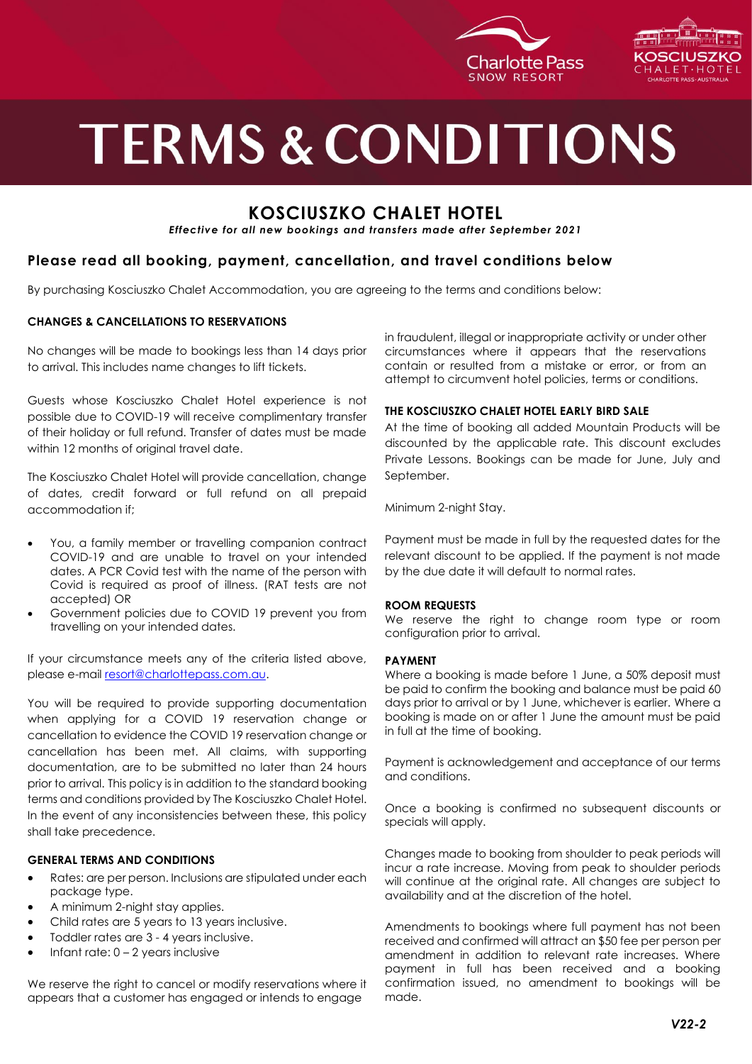# TERMS & CONDITIONS

## KOSCIUSZKO CHALET HOTEL

*Effective for all new bookings and transfers made after September 2021*

### Please read all booking, payment, cancellation, and travel conditions below

By purchasing Kosciuszko Chalet Accommodation, you are agreeing to the terms and conditions below:

**CHANGES & CANCELLATIONS TO RESERVATIONS**

No changes will be made to bookings less than 14 days prior to arrival. This includes name changes to lift tickets.

Guests whose Kosciuszko Chalet Hotel experience is not possible due to COVID-19 will receive complimentary transfer of their holiday or full refund. Transfer of dates must be made within 12 months of original travel date.

The Kosciuszko Chalet Hotel will provide cancellation, change of dates, credit forward or full refund on all prepaid accommodation if;

- You, a family member or travelling companion contract COVID-19 and are unable to travel on your intended dates. A PCR Covid test with the name of the person with Covid is required as proof of illness. (RAT tests are not accepted) OR
- Government policies due to COVID 19 prevent you from travelling on your intended dates.

If your circumstance meets any of the criteria listed above, please e-mail resort@charlottepass.com.au.

You will be required to provide supporting documentation when applying for a COVID 19 reservation change or cancellation to evidence the COVID 19 reservation change or cancellation has been met. All claims, with supporting documentation, are to be submitted no later than 24 hours prior to arrival. This policy is in addition to the standard booking terms and conditions provided by The Kosciuszko Chalet Hotel. In the event of any inconsistencies between these, this policy shall take precedence.

**GENERAL TERMS AND CONDITIONS**

- Rates: are per person. Inclusions are stipulated under each package type.
- A minimum 2-night stay applies.
- Child rates are 5 years to 13 years inclusive.
- Toddler rates are 3 - 4 years inclusive.
- Infant rate: 0 – 2 years inclusive

We reserve the right to cancel or modify reservations where it appears that a customer has engaged or intends to engage in fraudulent, illegal or inappropriate activity or under other circumstances where it appears that the reservations contain or resulted from a mistake or error, or from an attempt to circumvent hotel policies, terms or conditions.

**THE KOSCIUSZKO CHALET HOTEL EARLY BIRD SALE**

At the time of booking all added Mountain Products will be discounted by the applicable rate. This discount excludes Private Lessons. Bookings can be made for June, July and September.

Minimum 2-night Stay.

Payment must be made in full by the requested dates for the relevant discount to be applied. If the payment is not made by the due date it will default to normal rates.

**ROOM REQUESTS**

We reserve the right to change room type or room configuration prior to arrival.

**PAYMENT**

Where a booking is made before 1 June, a 50% deposit must be paid to confirm the booking and balance must be paid 60 days prior to arrival or by 1 June, whichever is earlier. Where a booking is made on or after 1 June the amount must be paid in full at the time of booking.

Payment is acknowledgement and acceptance of our terms and conditions.

Once a booking is confirmed no subsequent discounts or specials will apply.

Changes made to booking from shoulder to peak periods will incur a rate increase. Moving from peak to shoulder periods will continue at the original rate. All changes are subject to availability and at the discretion of the hotel.

Amendments to bookings where full payment has not been received and confirmed will attract an $50 fee per person per amendment in addition to relevant rate increases. Where payment in full has been received and a booking confirmation issued, no amendment to bookings will be made.

*V22-2*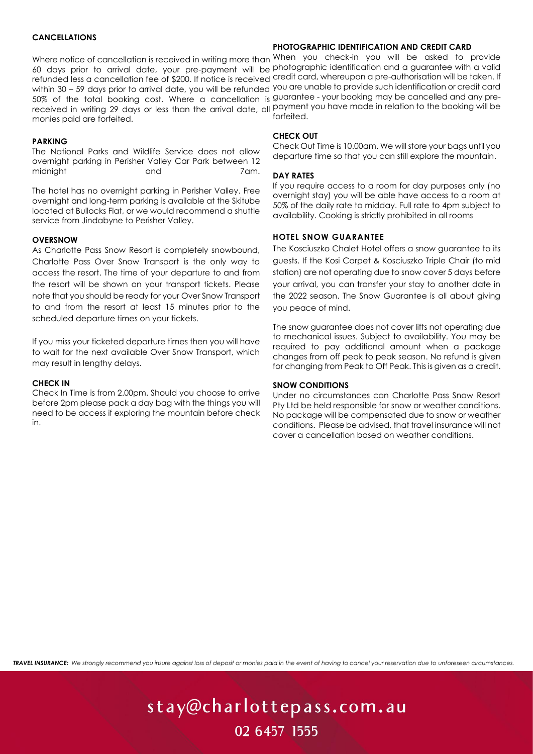## CANCELLATIONS

Where notice of cancellation is received in writing more than 60 days prior to arrival date, your pre-payment will be refunded less a cancellation fee of $200. If notice is received within 30 – 59 days prior to arrival date, you will be refunded 50% of the total booking cost. Where a cancellation is received in writing 29 days or less than the arrival date, all monies paid are forfeited.

## PARKING

The National Parks and Wildlife Service does not allow overnight parking in Perisher Valley Car Park between 12 midnight and 7am.

The hotel has no overnight parking in Perisher Valley. Free overnight and long-term parking is available at the Skitube located at Bullocks Flat, or we would recommend a shuttle service from Jindabyne to Perisher Valley.

## OVERSNOW

As Charlotte Pass Snow Resort is completely snowbound, Charlotte Pass Over Snow Transport is the only way to access the resort. The time of your departure to and from the resort will be shown on your transport tickets. Please note that you should be ready for your Over Snow Transport to and from the resort at least 15 minutes prior to the scheduled departure times on your tickets.

If you miss your ticketed departure times then you will have to wait for the next available Over Snow Transport, which may result in lengthy delays.

## CHECK IN

Check In Time is from 2.00pm. Should you choose to arrive before 2pm please pack a day bag with the things you will need to be access if exploring the mountain before check in.

## PHOTOGRAPHIC IDENTIFICATION AND CREDIT CARD

When you check-in you will be asked to provide photographic identification and a guarantee with a valid credit card, whereupon a pre-authorisation will be taken. If you are unable to provide such identification or credit card guarantee - your booking may be cancelled and any pre-payment you have made in relation to the booking will be forfeited.

## CHECK OUT

Check Out Time is 10.00am. We will store your bags until you departure time so that you can still explore the mountain.

## DAY RATES

If you require access to a room for day purposes only (no overnight stay) you will be able have access to a room at 50% of the daily rate to midday. Full rate to 4pm subject to availability. Cooking is strictly prohibited in all rooms

## HOTEL SNOW GUARANTEE

The Kosciuszko Chalet Hotel offers a snow guarantee to its guests. If the Kosi Carpet & Kosciuszko Triple Chair (to mid station) are not operating due to snow cover 5 days before your arrival, you can transfer your stay to another date in the 2022 season. The Snow Guarantee is all about giving you peace of mind.

The snow guarantee does not cover lifts not operating due to mechanical issues. Subject to availability. You may be required to pay additional amount when a package changes from off peak to peak season. No refund is given for changing from Peak to Off Peak. This is given as a credit.

## SNOW CONDITIONS

Under no circumstances can Charlotte Pass Snow Resort Pty Ltd be held responsible for snow or weather conditions. No package will be compensated due to snow or weather conditions. Please be advised, that travel insurance will not cover a cancellation based on weather conditions.

***TRAVEL INSURANCE:*** *We strongly recommend you insure against loss of deposit or monies paid in the event of having to cancel your reservation due to unforeseen circumstances.*

stay@charlottepass.com.au

02 6457 1555